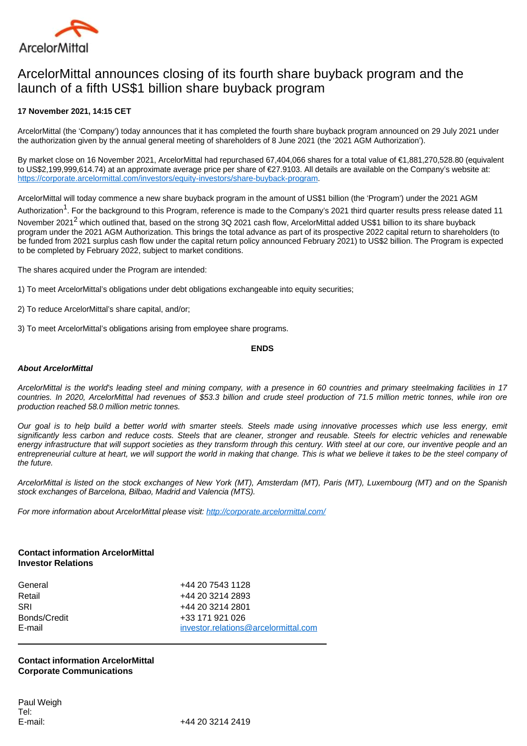# ArcelorMittal announces closing of its fourth share buyback program and the launch of a fifth US$1 billion share buyback program

**17 November 2021, 14:15 CET**

ArcelorMittal (the 'Company') today announces that it has completed the fourth share buyback program announced on 29 July 2021 under the authorization given by the annual general meeting of shareholders of 8 June 2021 (the '2021 AGM Authorization').

By market close on 16 November 2021, ArcelorMittal had repurchased 67,404,066 shares for a total value of €1,881,270,528.80 (equivalent to US$2,199,999,614.74) at an approximate average price per share of €27.9103. All details are available on the Company's website at: https://corporate.arcelormittal.com/investors/equity-investors/share-buyback-program.

ArcelorMittal will today commence a new share buyback program in the amount of US$1 billion (the 'Program') under the 2021 AGM Authorization[1]. For the background to this Program, reference is made to the Company's 2021 third quarter results press release dated 11 November 2021[2] which outlined that, based on the strong 3Q 2021 cash flow, ArcelorMittal added US$1 billion to its share buyback program under the 2021 AGM Authorization. This brings the total advance as part of its prospective 2022 capital return to shareholders (to be funded from 2021 surplus cash flow under the capital return policy announced February 2021) to US$2 billion. The Program is expected to be completed by February 2022, subject to market conditions.

The shares acquired under the Program are intended:

1) To meet ArcelorMittal's obligations under debt obligations exchangeable into equity securities;

2) To reduce ArcelorMittal's share capital, and/or;

3) To meet ArcelorMittal's obligations arising from employee share programs.

**ENDS**

***About ArcelorMittal***

*ArcelorMittal is the world's leading steel and mining company, with a presence in 60 countries and primary steelmaking facilities in 17 countries. In 2020, ArcelorMittal had revenues of $53.3 billion and crude steel production of 71.5 million metric tonnes, while iron ore production reached 58.0 million metric tonnes.*

*Our goal is to help build a better world with smarter steels. Steels made using innovative processes which use less energy, emit significantly less carbon and reduce costs. Steels that are cleaner, stronger and reusable. Steels for electric vehicles and renewable energy infrastructure that will support societies as they transform through this century. With steel at our core, our inventive people and an entrepreneurial culture at heart, we will support the world in making that change. This is what we believe it takes to be the steel company of the future.*

*ArcelorMittal is listed on the stock exchanges of New York (MT), Amsterdam (MT), Paris (MT), Luxembourg (MT) and on the Spanish stock exchanges of Barcelona, Bilbao, Madrid and Valencia (MTS).*

*For more information about ArcelorMittal please visit: http://corporate.arcelormittal.com/*

**Contact information ArcelorMittal Investor Relations**

| | |
|---|---|
| General | +44 20 7543 1128 |
| Retail | +44 20 3214 2893 |
| SRI | +44 20 3214 2801 |
| Bonds/Credit | +33 171 921 026 |
| E-mail | investor.relations@arcelormittal.com |

**Contact information ArcelorMittal Corporate Communications**

Paul Weigh
Tel:
E-mail: +44 20 3214 2419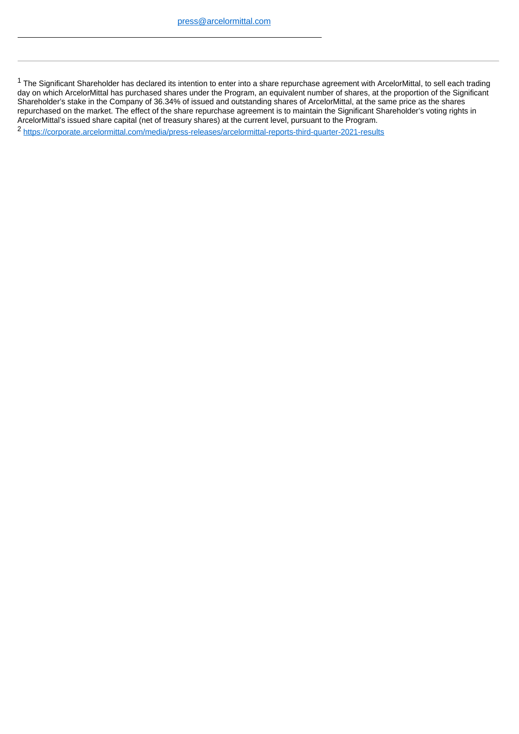press@arcelormittal.com

---

[1] The Significant Shareholder has declared its intention to enter into a share repurchase agreement with ArcelorMittal, to sell each trading day on which ArcelorMittal has purchased shares under the Program, an equivalent number of shares, at the proportion of the Significant Shareholder's stake in the Company of 36.34% of issued and outstanding shares of ArcelorMittal, at the same price as the shares repurchased on the market. The effect of the share repurchase agreement is to maintain the Significant Shareholder's voting rights in ArcelorMittal's issued share capital (net of treasury shares) at the current level, pursuant to the Program.

[2] https://corporate.arcelormittal.com/media/press-releases/arcelormittal-reports-third-quarter-2021-results